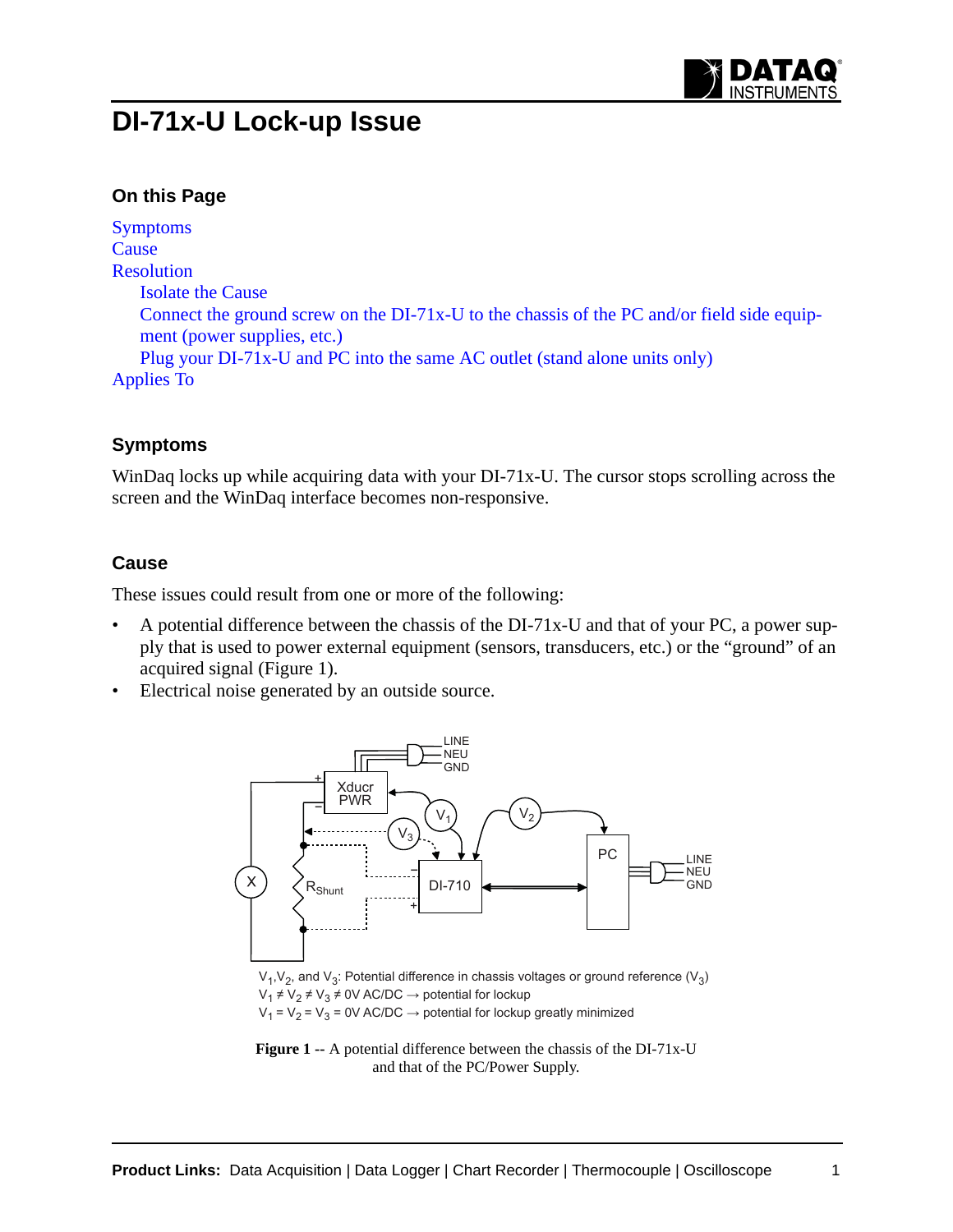# DI-71x-U Lock-up Issue

## On this Page

Symptoms
Cause
Resolution
- Isolate the Cause
- Connect the ground screw on the DI-71x-U to the chassis of the PC and/or field side equipment (power supplies, etc.)
- Plug your DI-71x-U and PC into the same AC outlet (stand alone units only)

Applies To

## Symptoms

WinDaq locks up while acquiring data with your DI-71x-U. The cursor stops scrolling across the screen and the WinDaq interface becomes non-responsive.

## Cause

These issues could result from one or more of the following:

- A potential difference between the chassis of the DI-71x-U and that of your PC, a power supply that is used to power external equipment (sensors, transducers, etc.) or the "ground" of an acquired signal (Figure 1).
- Electrical noise generated by an outside source.

$V_1$,$V_2$, and $V_3$: Potential difference in chassis voltages or ground reference ($V_3$)
$V_1 \neq V_2 \neq V_3 \neq 0$V AC/DC → potential for lockup
$V_1 = V_2 = V_3 = 0$V AC/DC → potential for lockup greatly minimized

**Figure 1** -- A potential difference between the chassis of the DI-71x-U and that of the PC/Power Supply.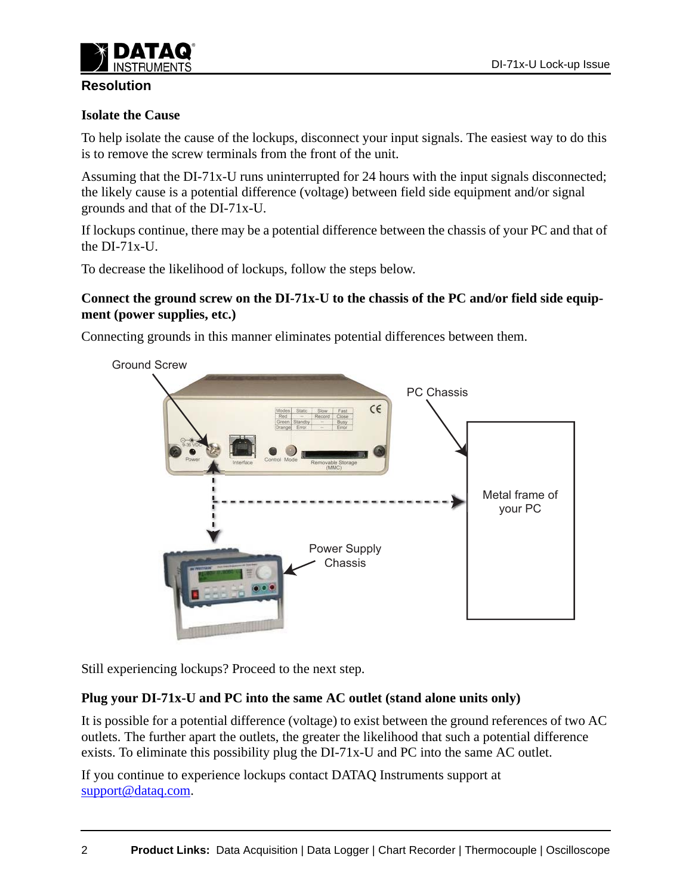## Resolution

### Isolate the Cause

To help isolate the cause of the lockups, disconnect your input signals. The easiest way to do this is to remove the screw terminals from the front of the unit.

Assuming that the DI-71x-U runs uninterrupted for 24 hours with the input signals disconnected; the likely cause is a potential difference (voltage) between field side equipment and/or signal grounds and that of the DI-71x-U.

If lockups continue, there may be a potential difference between the chassis of your PC and that of the DI-71x-U.

To decrease the likelihood of lockups, follow the steps below.

### Connect the ground screw on the DI-71x-U to the chassis of the PC and/or field side equipment (power supplies, etc.)

Connecting grounds in this manner eliminates potential differences between them.

Ground Screw

PC Chassis

Metal frame of your PC

Power Supply Chassis

Still experiencing lockups? Proceed to the next step.

### Plug your DI-71x-U and PC into the same AC outlet (stand alone units only)

It is possible for a potential difference (voltage) to exist between the ground references of two AC outlets. The further apart the outlets, the greater the likelihood that such a potential difference exists. To eliminate this possibility plug the DI-71x-U and PC into the same AC outlet.

If you continue to experience lockups contact DATAQ Instruments support at support@dataq.com.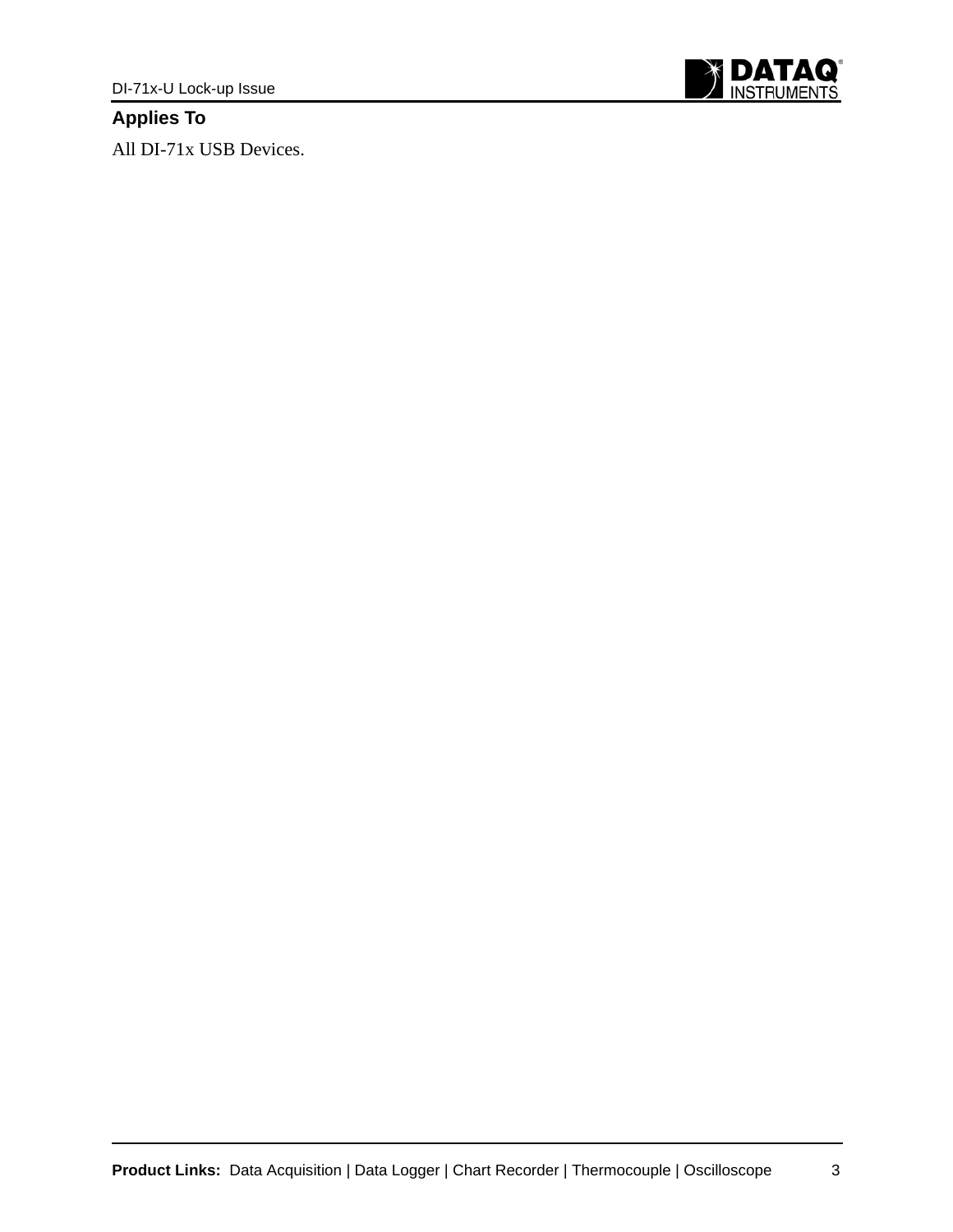## Applies To

All DI-71x USB Devices.